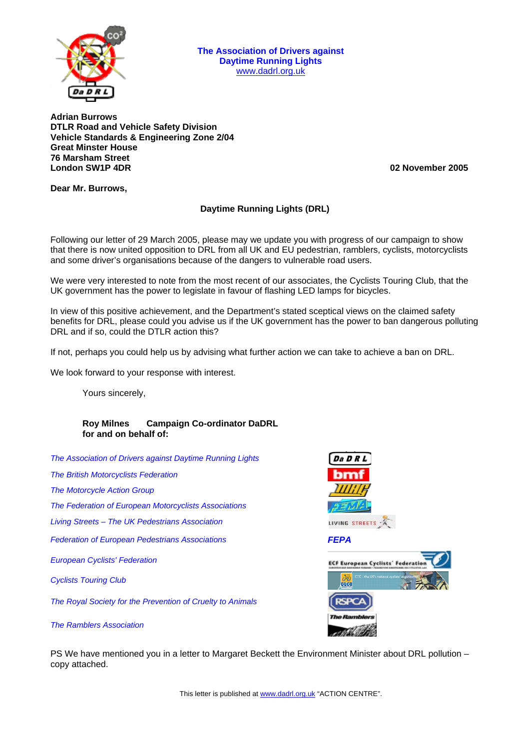**The Association of Drivers against Daytime Running Lights**
www.dadrl.org.uk

**Adrian Burrows**
**DTLR Road and Vehicle Safety Division**
**Vehicle Standards & Engineering Zone 2/04**
**Great Minster House**
**76 Marsham Street**
**London SW1P 4DR**

**02 November 2005**

**Dear Mr. Burrows,**

**Daytime Running Lights (DRL)**

Following our letter of 29 March 2005, please may we update you with progress of our campaign to show that there is now united opposition to DRL from all UK and EU pedestrian, ramblers, cyclists, motorcyclists and some driver's organisations because of the dangers to vulnerable road users.

We were very interested to note from the most recent of our associates, the Cyclists Touring Club, that the UK government has the power to legislate in favour of flashing LED lamps for bicycles.

In view of this positive achievement, and the Department's stated sceptical views on the claimed safety benefits for DRL, please could you advise us if the UK government has the power to ban dangerous polluting DRL and if so, could the DTLR action this?

If not, perhaps you could help us by advising what further action we can take to achieve a ban on DRL.

We look forward to your response with interest.

Yours sincerely,

**Roy Milnes Campaign Co-ordinator DaDRL**
**for and on behalf of:**

*The Association of Drivers against Daytime Running Lights*

*The British Motorcyclists Federation*

*The Motorcycle Action Group*

*The Federation of European Motorcyclists Associations*

*Living Streets – The UK Pedestrians Association*

*Federation of European Pedestrians Associations*

*European Cyclists' Federation*

*Cyclists Touring Club*

*The Royal Society for the Prevention of Cruelty to Animals*

*The Ramblers Association*

PS We have mentioned you in a letter to Margaret Beckett the Environment Minister about DRL pollution – copy attached.

This letter is published at www.dadrl.org.uk "ACTION CENTRE".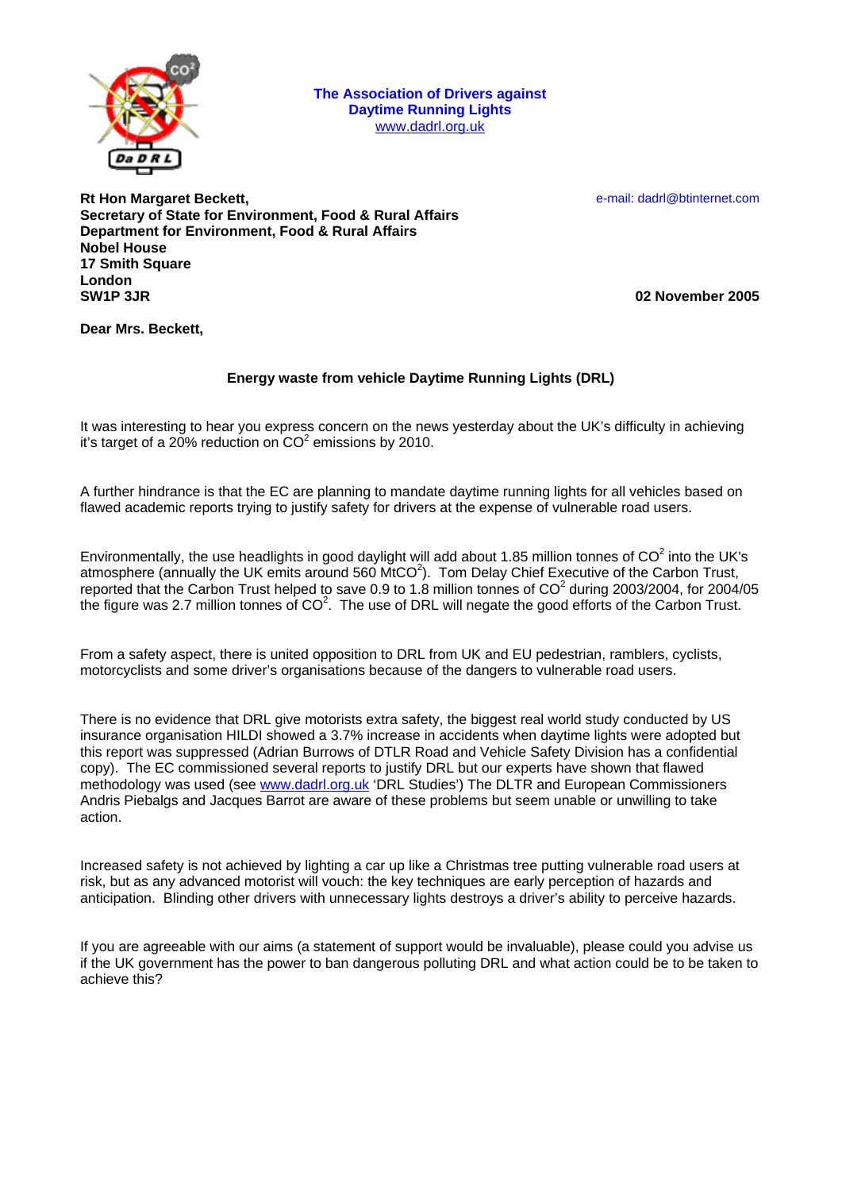**The Association of Drivers against Daytime Running Lights**
www.dadrl.org.uk

**Rt Hon Margaret Beckett,**
**Secretary of State for Environment, Food & Rural Affairs**
**Department for Environment, Food & Rural Affairs**
**Nobel House**
**17 Smith Square**
**London**
**SW1P 3JR**

e-mail: dadrl@btinternet.com

**02 November 2005**

**Dear Mrs. Beckett,**

**Energy waste from vehicle Daytime Running Lights (DRL)**

It was interesting to hear you express concern on the news yesterday about the UK's difficulty in achieving it's target of a 20% reduction on $CO^2$ emissions by 2010.

A further hindrance is that the EC are planning to mandate daytime running lights for all vehicles based on flawed academic reports trying to justify safety for drivers at the expense of vulnerable road users.

Environmentally, the use headlights in good daylight will add about 1.85 million tonnes of $CO^2$ into the UK's atmosphere (annually the UK emits around 560 $MtCO^2$). Tom Delay Chief Executive of the Carbon Trust, reported that the Carbon Trust helped to save 0.9 to 1.8 million tonnes of $CO^2$ during 2003/2004, for 2004/05 the figure was 2.7 million tonnes of $CO^2$. The use of DRL will negate the good efforts of the Carbon Trust.

From a safety aspect, there is united opposition to DRL from UK and EU pedestrian, ramblers, cyclists, motorcyclists and some driver's organisations because of the dangers to vulnerable road users.

There is no evidence that DRL give motorists extra safety, the biggest real world study conducted by US insurance organisation HILDI showed a 3.7% increase in accidents when daytime lights were adopted but this report was suppressed (Adrian Burrows of DTLR Road and Vehicle Safety Division has a confidential copy). The EC commissioned several reports to justify DRL but our experts have shown that flawed methodology was used (see www.dadrl.org.uk 'DRL Studies') The DLTR and European Commissioners Andris Piebalgs and Jacques Barrot are aware of these problems but seem unable or unwilling to take action.

Increased safety is not achieved by lighting a car up like a Christmas tree putting vulnerable road users at risk, but as any advanced motorist will vouch: the key techniques are early perception of hazards and anticipation. Blinding other drivers with unnecessary lights destroys a driver's ability to perceive hazards.

If you are agreeable with our aims (a statement of support would be invaluable), please could you advise us if the UK government has the power to ban dangerous polluting DRL and what action could be to be taken to achieve this?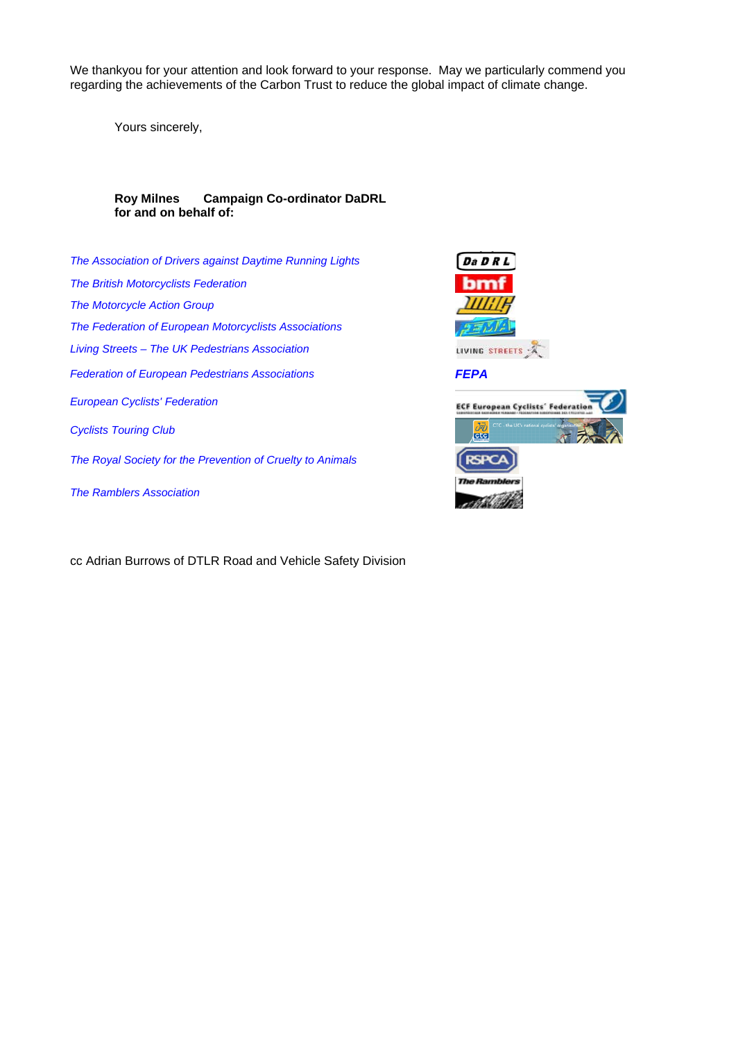We thankyou for your attention and look forward to your response.  May we particularly commend you regarding the achievements of the Carbon Trust to reduce the global impact of climate change.

Yours sincerely,

**Roy Milnes      Campaign Co-ordinator DaDRL**
**for and on behalf of:**

*The Association of Drivers against Daytime Running Lights*

*The British Motorcyclists Federation*

*The Motorcycle Action Group*

*The Federation of European Motorcyclists Associations*

*Living Streets – The UK Pedestrians Association*

*Federation of European Pedestrians Associations*

***FEPA***

*European Cyclists' Federation*

*Cyclists Touring Club*

*The Royal Society for the Prevention of Cruelty to Animals*

*The Ramblers Association*

cc Adrian Burrows of DTLR Road and Vehicle Safety Division